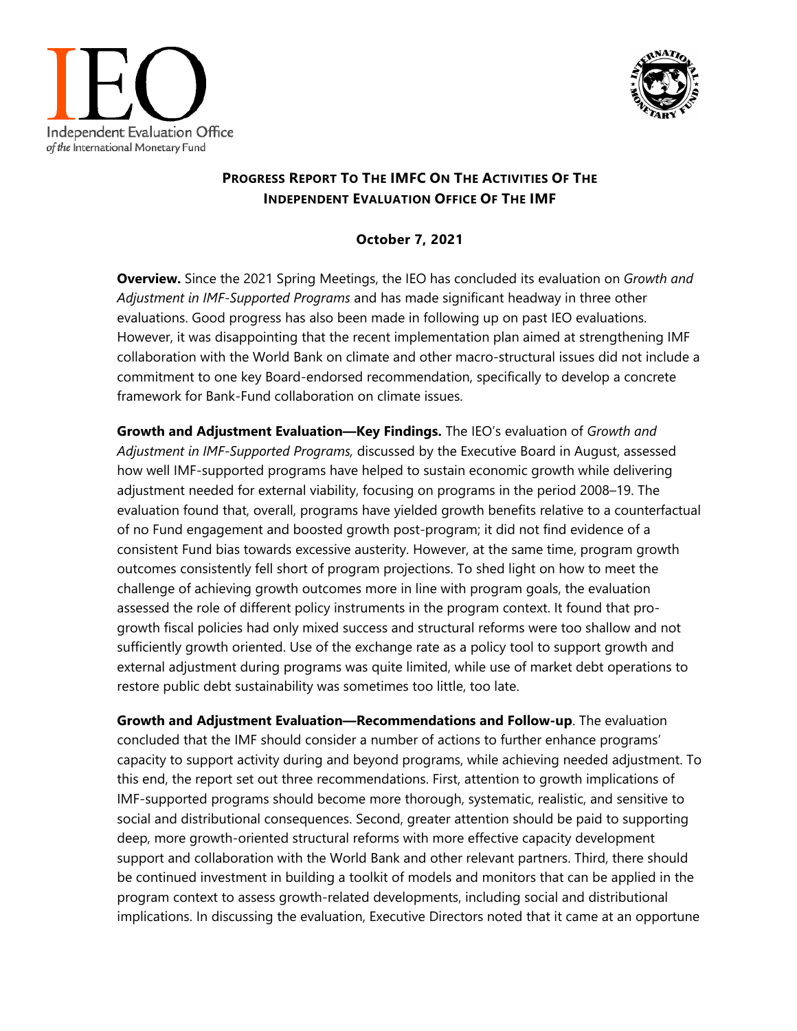# Progress Report To The IMFC On The Activities Of The Independent Evaluation Office Of The IMF

**October 7, 2021**

**Overview.** Since the 2021 Spring Meetings, the IEO has concluded its evaluation on *Growth and Adjustment in IMF-Supported Programs* and has made significant headway in three other evaluations. Good progress has also been made in following up on past IEO evaluations. However, it was disappointing that the recent implementation plan aimed at strengthening IMF collaboration with the World Bank on climate and other macro-structural issues did not include a commitment to one key Board-endorsed recommendation, specifically to develop a concrete framework for Bank-Fund collaboration on climate issues.

**Growth and Adjustment Evaluation—Key Findings.** The IEO's evaluation of *Growth and Adjustment in IMF-Supported Programs,* discussed by the Executive Board in August, assessed how well IMF-supported programs have helped to sustain economic growth while delivering adjustment needed for external viability, focusing on programs in the period 2008–19. The evaluation found that, overall, programs have yielded growth benefits relative to a counterfactual of no Fund engagement and boosted growth post-program; it did not find evidence of a consistent Fund bias towards excessive austerity. However, at the same time, program growth outcomes consistently fell short of program projections. To shed light on how to meet the challenge of achieving growth outcomes more in line with program goals, the evaluation assessed the role of different policy instruments in the program context. It found that pro-growth fiscal policies had only mixed success and structural reforms were too shallow and not sufficiently growth oriented. Use of the exchange rate as a policy tool to support growth and external adjustment during programs was quite limited, while use of market debt operations to restore public debt sustainability was sometimes too little, too late.

**Growth and Adjustment Evaluation—Recommendations and Follow-up**. The evaluation concluded that the IMF should consider a number of actions to further enhance programs' capacity to support activity during and beyond programs, while achieving needed adjustment. To this end, the report set out three recommendations. First, attention to growth implications of IMF-supported programs should become more thorough, systematic, realistic, and sensitive to social and distributional consequences. Second, greater attention should be paid to supporting deep, more growth-oriented structural reforms with more effective capacity development support and collaboration with the World Bank and other relevant partners. Third, there should be continued investment in building a toolkit of models and monitors that can be applied in the program context to assess growth-related developments, including social and distributional implications. In discussing the evaluation, Executive Directors noted that it came at an opportune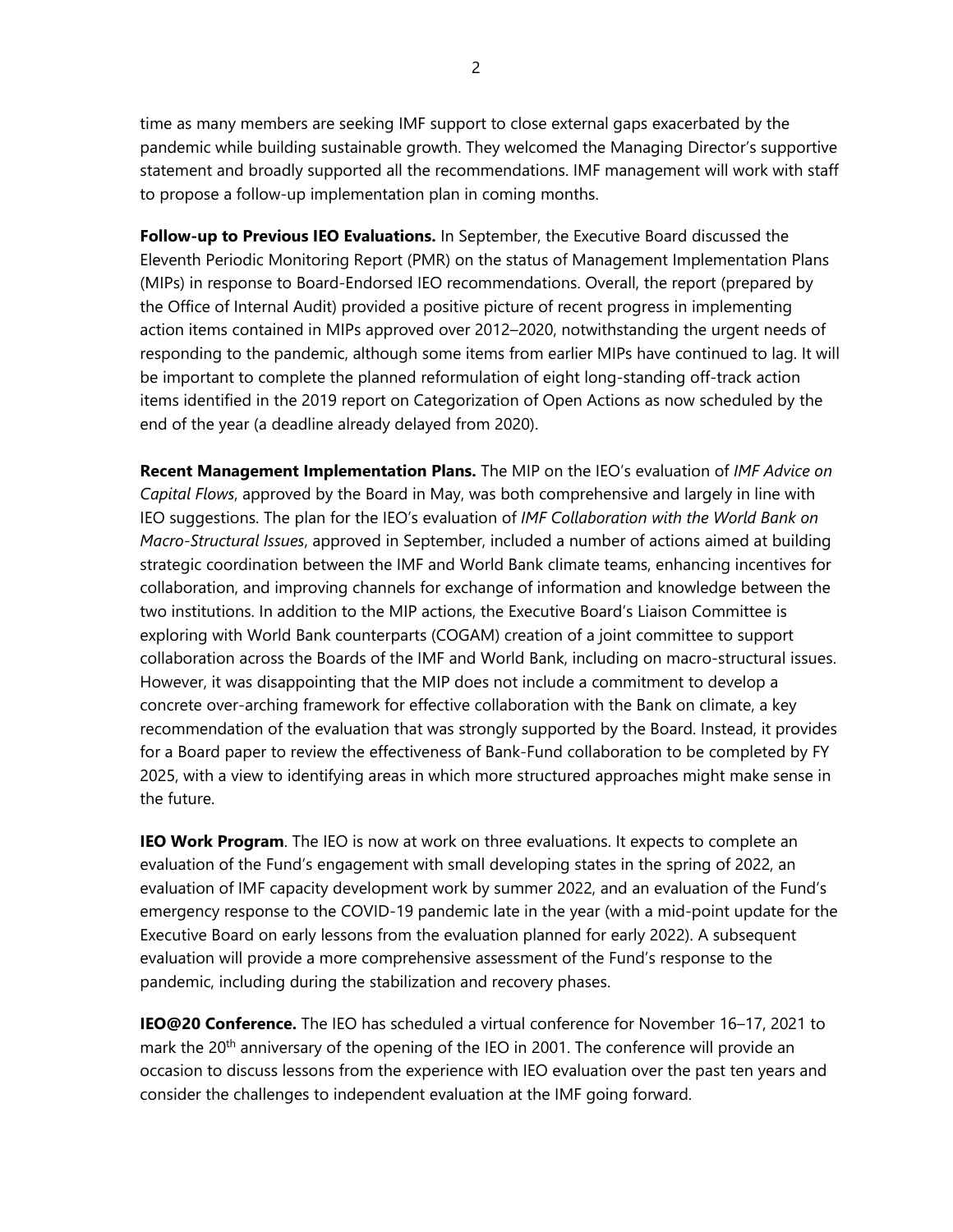time as many members are seeking IMF support to close external gaps exacerbated by the pandemic while building sustainable growth. They welcomed the Managing Director's supportive statement and broadly supported all the recommendations. IMF management will work with staff to propose a follow-up implementation plan in coming months.

**Follow-up to Previous IEO Evaluations.** In September, the Executive Board discussed the Eleventh Periodic Monitoring Report (PMR) on the status of Management Implementation Plans (MIPs) in response to Board-Endorsed IEO recommendations. Overall, the report (prepared by the Office of Internal Audit) provided a positive picture of recent progress in implementing action items contained in MIPs approved over 2012–2020, notwithstanding the urgent needs of responding to the pandemic, although some items from earlier MIPs have continued to lag. It will be important to complete the planned reformulation of eight long-standing off-track action items identified in the 2019 report on Categorization of Open Actions as now scheduled by the end of the year (a deadline already delayed from 2020).

**Recent Management Implementation Plans.** The MIP on the IEO's evaluation of *IMF Advice on Capital Flows*, approved by the Board in May, was both comprehensive and largely in line with IEO suggestions. The plan for the IEO's evaluation of *IMF Collaboration with the World Bank on Macro-Structural Issues*, approved in September, included a number of actions aimed at building strategic coordination between the IMF and World Bank climate teams, enhancing incentives for collaboration, and improving channels for exchange of information and knowledge between the two institutions. In addition to the MIP actions, the Executive Board's Liaison Committee is exploring with World Bank counterparts (COGAM) creation of a joint committee to support collaboration across the Boards of the IMF and World Bank, including on macro-structural issues. However, it was disappointing that the MIP does not include a commitment to develop a concrete over-arching framework for effective collaboration with the Bank on climate, a key recommendation of the evaluation that was strongly supported by the Board. Instead, it provides for a Board paper to review the effectiveness of Bank-Fund collaboration to be completed by FY 2025, with a view to identifying areas in which more structured approaches might make sense in the future.

**IEO Work Program**. The IEO is now at work on three evaluations. It expects to complete an evaluation of the Fund's engagement with small developing states in the spring of 2022, an evaluation of IMF capacity development work by summer 2022, and an evaluation of the Fund's emergency response to the COVID-19 pandemic late in the year (with a mid-point update for the Executive Board on early lessons from the evaluation planned for early 2022). A subsequent evaluation will provide a more comprehensive assessment of the Fund's response to the pandemic, including during the stabilization and recovery phases.

**IEO@20 Conference.** The IEO has scheduled a virtual conference for November 16–17, 2021 to mark the 20th anniversary of the opening of the IEO in 2001. The conference will provide an occasion to discuss lessons from the experience with IEO evaluation over the past ten years and consider the challenges to independent evaluation at the IMF going forward.